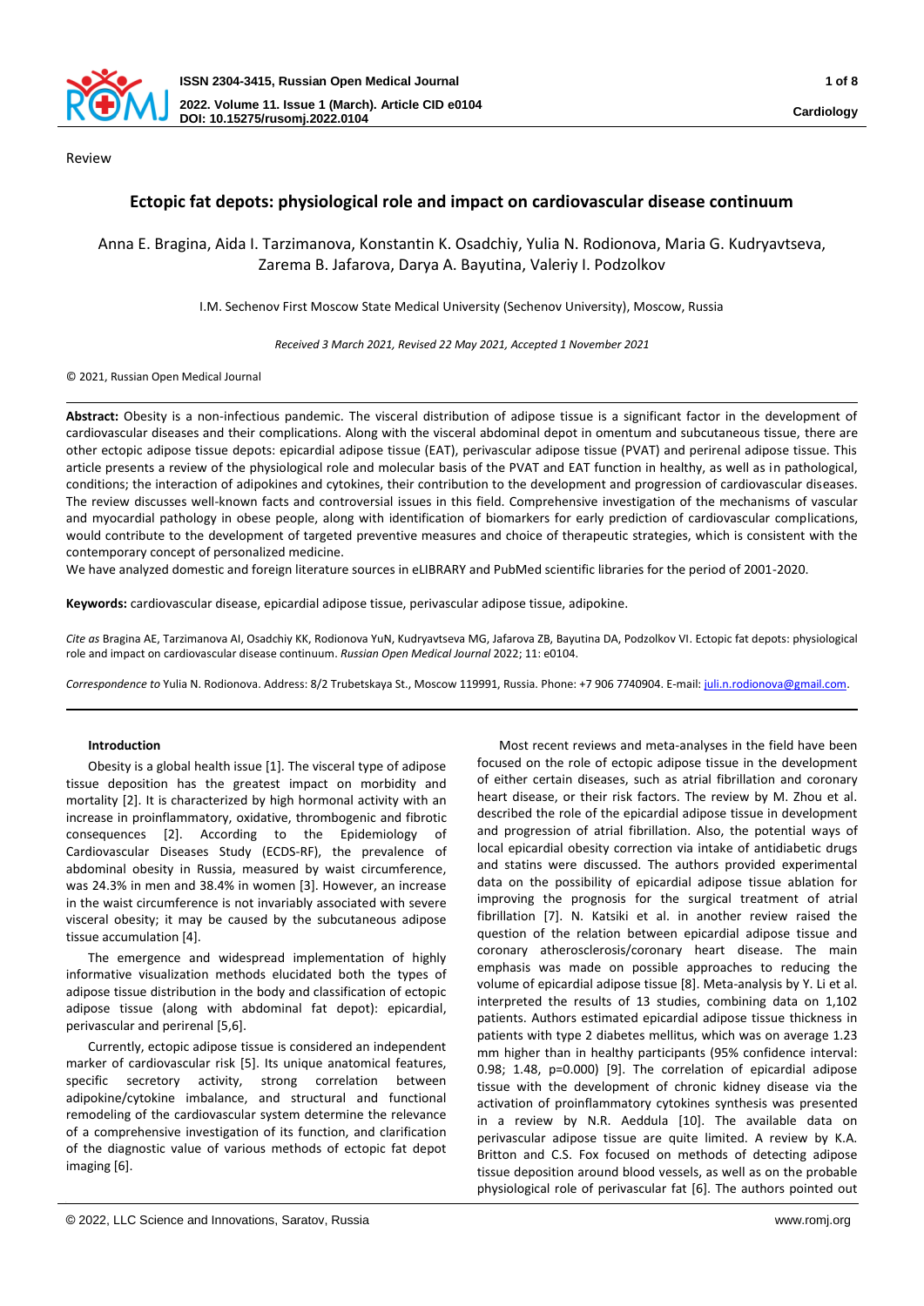Review

# Ectopic fat depots: physiological role and impact on cardiovascular disease continuum

Anna E. Bragina, Aida I. Tarzimanova, Konstantin K. Osadchiy, Yulia N. Rodionova, Maria G. Kudryavtseva, Zarema B. Jafarova, Darya A. Bayutina, Valeriy I. Podzolkov

I.M. Sechenov First Moscow State Medical University (Sechenov University), Moscow, Russia

*Received 3 March 2021, Revised 22 May 2021, Accepted 1 November 2021*

© 2021, Russian Open Medical Journal

**Abstract:** Obesity is a non-infectious pandemic. The visceral distribution of adipose tissue is a significant factor in the development of cardiovascular diseases and their complications. Along with the visceral abdominal depot in omentum and subcutaneous tissue, there are other ectopic adipose tissue depots: epicardial adipose tissue (EAT), perivascular adipose tissue (PVAT) and perirenal adipose tissue. This article presents a review of the physiological role and molecular basis of the PVAT and EAT function in healthy, as well as in pathological, conditions; the interaction of adipokines and cytokines, their contribution to the development and progression of cardiovascular diseases. The review discusses well-known facts and controversial issues in this field. Comprehensive investigation of the mechanisms of vascular and myocardial pathology in obese people, along with identification of biomarkers for early prediction of cardiovascular complications, would contribute to the development of targeted preventive measures and choice of therapeutic strategies, which is consistent with the contemporary concept of personalized medicine.

We have analyzed domestic and foreign literature sources in eLIBRARY and PubMed scientific libraries for the period of 2001-2020.

**Keywords:** cardiovascular disease, epicardial adipose tissue, perivascular adipose tissue, adipokine.

*Cite as* Bragina AE, Tarzimanova AI, Osadchiy KK, Rodionova YuN, Kudryavtseva MG, Jafarova ZB, Bayutina DA, Podzolkov VI. Ectopic fat depots: physiological role and impact on cardiovascular disease continuum. *Russian Open Medical Journal* 2022; 11: e0104.

*Correspondence to* Yulia N. Rodionova. Address: 8/2 Trubetskaya St., Moscow 119991, Russia. Phone: +7 906 7740904. E-mail: juli.n.rodionova@gmail.com.

## Introduction

Obesity is a global health issue [1]. The visceral type of adipose tissue deposition has the greatest impact on morbidity and mortality [2]. It is characterized by high hormonal activity with an increase in proinflammatory, oxidative, thrombogenic and fibrotic consequences [2]. According to the Epidemiology of Cardiovascular Diseases Study (ECDS-RF), the prevalence of abdominal obesity in Russia, measured by waist circumference, was 24.3% in men and 38.4% in women [3]. However, an increase in the waist circumference is not invariably associated with severe visceral obesity; it may be caused by the subcutaneous adipose tissue accumulation [4].

The emergence and widespread implementation of highly informative visualization methods elucidated both the types of adipose tissue distribution in the body and classification of ectopic adipose tissue (along with abdominal fat depot): epicardial, perivascular and perirenal [5,6].

Currently, ectopic adipose tissue is considered an independent marker of cardiovascular risk [5]. Its unique anatomical features, specific secretory activity, strong correlation between adipokine/cytokine imbalance, and structural and functional remodeling of the cardiovascular system determine the relevance of a comprehensive investigation of its function, and clarification of the diagnostic value of various methods of ectopic fat depot imaging [6].

Most recent reviews and meta-analyses in the field have been focused on the role of ectopic adipose tissue in the development of either certain diseases, such as atrial fibrillation and coronary heart disease, or their risk factors. The review by M. Zhou et al. described the role of the epicardial adipose tissue in development and progression of atrial fibrillation. Also, the potential ways of local epicardial obesity correction via intake of antidiabetic drugs and statins were discussed. The authors provided experimental data on the possibility of epicardial adipose tissue ablation for improving the prognosis for the surgical treatment of atrial fibrillation [7]. N. Katsiki et al. in another review raised the question of the relation between epicardial adipose tissue and coronary atherosclerosis/coronary heart disease. The main emphasis was made on possible approaches to reducing the volume of epicardial adipose tissue [8]. Meta-analysis by Y. Li et al. interpreted the results of 13 studies, combining data on 1,102 patients. Authors estimated epicardial adipose tissue thickness in patients with type 2 diabetes mellitus, which was on average 1.23 mm higher than in healthy participants (95% confidence interval: 0.98; 1.48, p=0.000) [9]. The correlation of epicardial adipose tissue with the development of chronic kidney disease via the activation of proinflammatory cytokines synthesis was presented in a review by N.R. Aeddula [10]. The available data on perivascular adipose tissue are quite limited. A review by K.A. Britton and C.S. Fox focused on methods of detecting adipose tissue deposition around blood vessels, as well as on the probable physiological role of perivascular fat [6]. The authors pointed out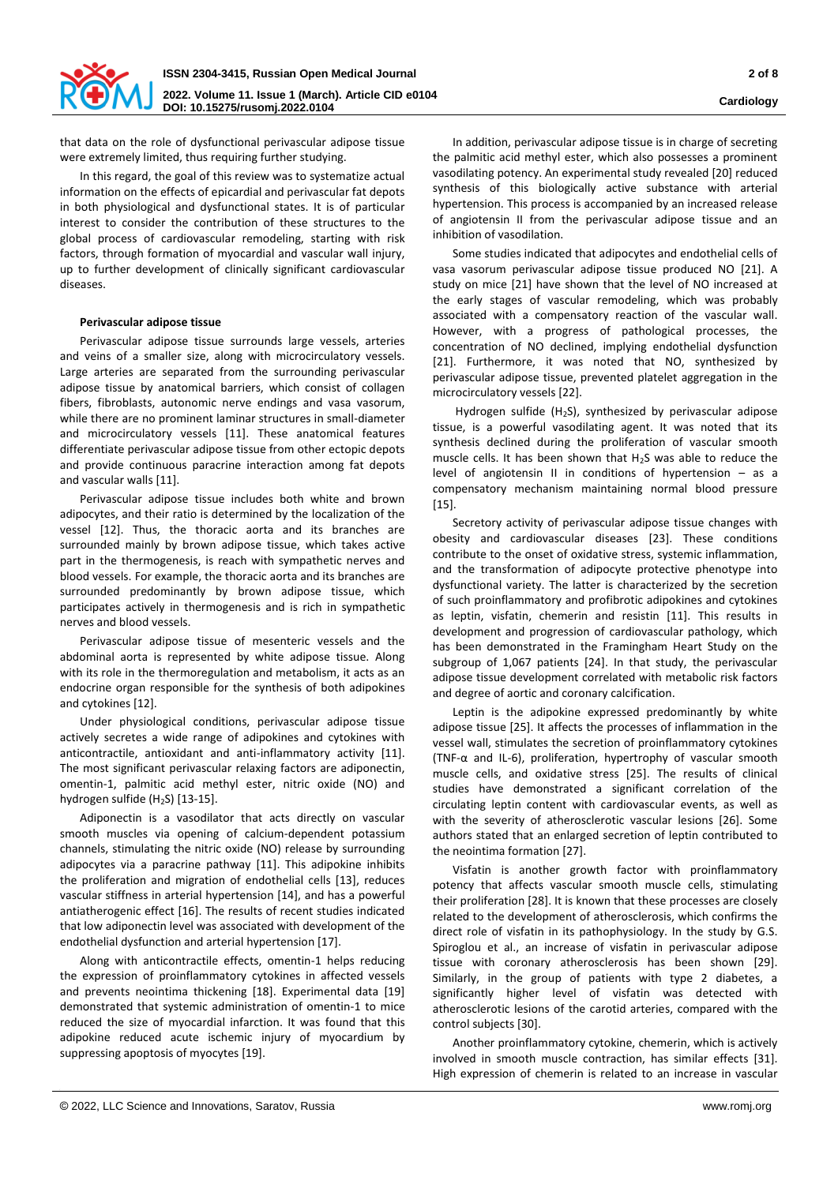that data on the role of dysfunctional perivascular adipose tissue were extremely limited, thus requiring further studying.

In this regard, the goal of this review was to systematize actual information on the effects of epicardial and perivascular fat depots in both physiological and dysfunctional states. It is of particular interest to consider the contribution of these structures to the global process of cardiovascular remodeling, starting with risk factors, through formation of myocardial and vascular wall injury, up to further development of clinically significant cardiovascular diseases.

**Perivascular adipose tissue**

Perivascular adipose tissue surrounds large vessels, arteries and veins of a smaller size, along with microcirculatory vessels. Large arteries are separated from the surrounding perivascular adipose tissue by anatomical barriers, which consist of collagen fibers, fibroblasts, autonomic nerve endings and vasa vasorum, while there are no prominent laminar structures in small-diameter and microcirculatory vessels [11]. These anatomical features differentiate perivascular adipose tissue from other ectopic depots and provide continuous paracrine interaction among fat depots and vascular walls [11].

Perivascular adipose tissue includes both white and brown adipocytes, and their ratio is determined by the localization of the vessel [12]. Thus, the thoracic aorta and its branches are surrounded mainly by brown adipose tissue, which takes active part in the thermogenesis, is reach with sympathetic nerves and blood vessels. For example, the thoracic aorta and its branches are surrounded predominantly by brown adipose tissue, which participates actively in thermogenesis and is rich in sympathetic nerves and blood vessels.

Perivascular adipose tissue of mesenteric vessels and the abdominal aorta is represented by white adipose tissue. Along with its role in the thermoregulation and metabolism, it acts as an endocrine organ responsible for the synthesis of both adipokines and cytokines [12].

Under physiological conditions, perivascular adipose tissue actively secretes a wide range of adipokines and cytokines with anticontractile, antioxidant and anti-inflammatory activity [11]. The most significant perivascular relaxing factors are adiponectin, omentin-1, palmitic acid methyl ester, nitric oxide (NO) and hydrogen sulfide ($H_2S$) [13-15].

Adiponectin is a vasodilator that acts directly on vascular smooth muscles via opening of calcium-dependent potassium channels, stimulating the nitric oxide (NO) release by surrounding adipocytes via a paracrine pathway [11]. This adipokine inhibits the proliferation and migration of endothelial cells [13], reduces vascular stiffness in arterial hypertension [14], and has a powerful antiatherogenic effect [16]. The results of recent studies indicated that low adiponectin level was associated with development of the endothelial dysfunction and arterial hypertension [17].

Along with anticontractile effects, omentin-1 helps reducing the expression of proinflammatory cytokines in affected vessels and prevents neointima thickening [18]. Experimental data [19] demonstrated that systemic administration of omentin-1 to mice reduced the size of myocardial infarction. It was found that this adipokine reduced acute ischemic injury of myocardium by suppressing apoptosis of myocytes [19].

In addition, perivascular adipose tissue is in charge of secreting the palmitic acid methyl ester, which also possesses a prominent vasodilating potency. An experimental study revealed [20] reduced synthesis of this biologically active substance with arterial hypertension. This process is accompanied by an increased release of angiotensin II from the perivascular adipose tissue and an inhibition of vasodilation.

Some studies indicated that adipocytes and endothelial cells of vasa vasorum perivascular adipose tissue produced NO [21]. A study on mice [21] have shown that the level of NO increased at the early stages of vascular remodeling, which was probably associated with a compensatory reaction of the vascular wall. However, with a progress of pathological processes, the concentration of NO declined, implying endothelial dysfunction [21]. Furthermore, it was noted that NO, synthesized by perivascular adipose tissue, prevented platelet aggregation in the microcirculatory vessels [22].

Hydrogen sulfide ($H_2S$), synthesized by perivascular adipose tissue, is a powerful vasodilating agent. It was noted that its synthesis declined during the proliferation of vascular smooth muscle cells. It has been shown that $H_2S$ was able to reduce the level of angiotensin II in conditions of hypertension – as a compensatory mechanism maintaining normal blood pressure [15].

Secretory activity of perivascular adipose tissue changes with obesity and cardiovascular diseases [23]. These conditions contribute to the onset of oxidative stress, systemic inflammation, and the transformation of adipocyte protective phenotype into dysfunctional variety. The latter is characterized by the secretion of such proinflammatory and profibrotic adipokines and cytokines as leptin, visfatin, chemerin and resistin [11]. This results in development and progression of cardiovascular pathology, which has been demonstrated in the Framingham Heart Study on the subgroup of 1,067 patients [24]. In that study, the perivascular adipose tissue development correlated with metabolic risk factors and degree of aortic and coronary calcification.

Leptin is the adipokine expressed predominantly by white adipose tissue [25]. It affects the processes of inflammation in the vessel wall, stimulates the secretion of proinflammatory cytokines (TNF-α and IL-6), proliferation, hypertrophy of vascular smooth muscle cells, and oxidative stress [25]. The results of clinical studies have demonstrated a significant correlation of the circulating leptin content with cardiovascular events, as well as with the severity of atherosclerotic vascular lesions [26]. Some authors stated that an enlarged secretion of leptin contributed to the neointima formation [27].

Visfatin is another growth factor with proinflammatory potency that affects vascular smooth muscle cells, stimulating their proliferation [28]. It is known that these processes are closely related to the development of atherosclerosis, which confirms the direct role of visfatin in its pathophysiology. In the study by G.S. Spiroglou et al., an increase of visfatin in perivascular adipose tissue with coronary atherosclerosis has been shown [29]. Similarly, in the group of patients with type 2 diabetes, a significantly higher level of visfatin was detected with atherosclerotic lesions of the carotid arteries, compared with the control subjects [30].

Another proinflammatory cytokine, chemerin, which is actively involved in smooth muscle contraction, has similar effects [31]. High expression of chemerin is related to an increase in vascular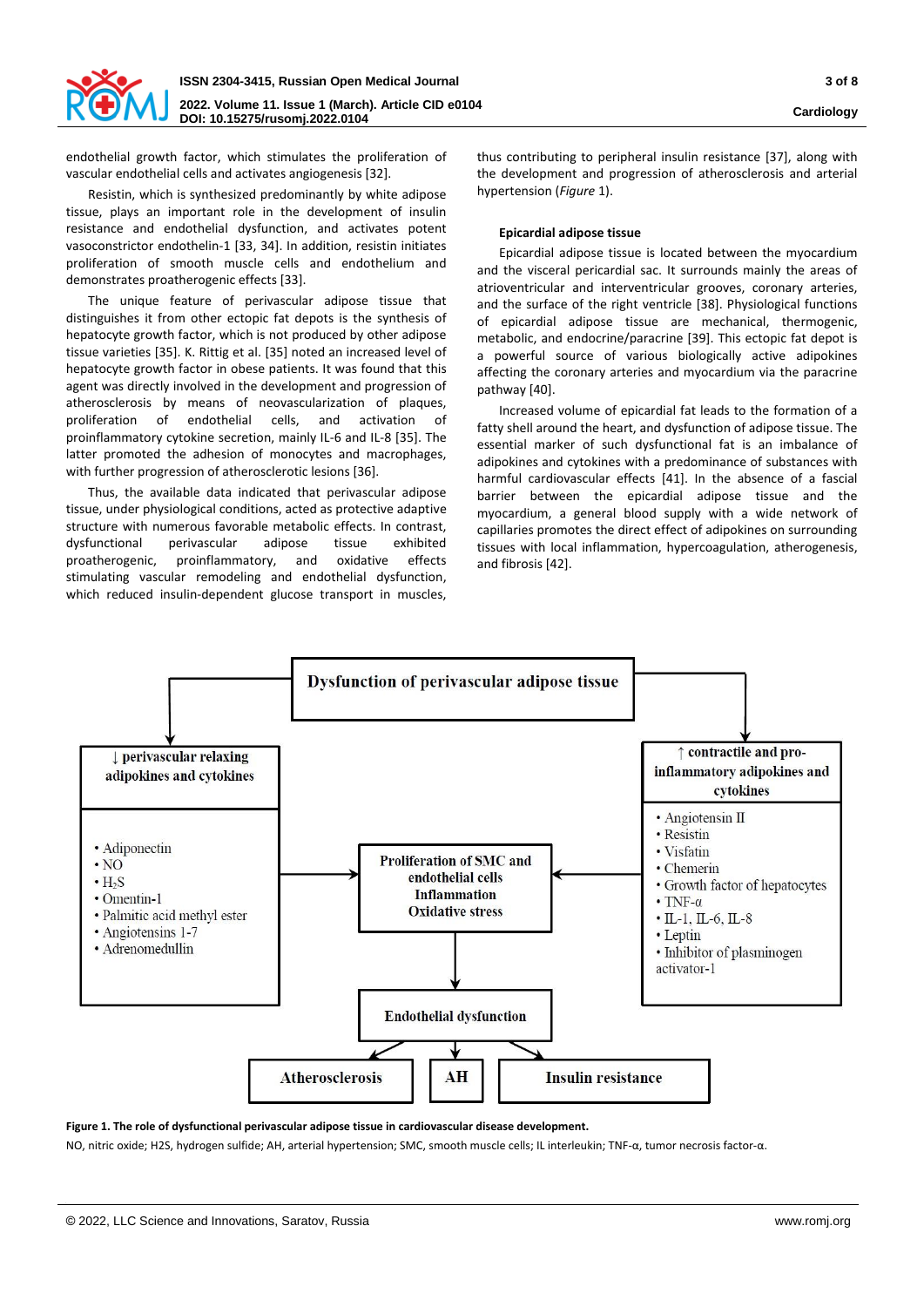endothelial growth factor, which stimulates the proliferation of vascular endothelial cells and activates angiogenesis [32].

Resistin, which is synthesized predominantly by white adipose tissue, plays an important role in the development of insulin resistance and endothelial dysfunction, and activates potent vasoconstrictor endothelin-1 [33, 34]. In addition, resistin initiates proliferation of smooth muscle cells and endothelium and demonstrates proatherogenic effects [33].

The unique feature of perivascular adipose tissue that distinguishes it from other ectopic fat depots is the synthesis of hepatocyte growth factor, which is not produced by other adipose tissue varieties [35]. K. Rittig et al. [35] noted an increased level of hepatocyte growth factor in obese patients. It was found that this agent was directly involved in the development and progression of atherosclerosis by means of neovascularization of plaques, proliferation of endothelial cells, and activation of proinflammatory cytokine secretion, mainly IL-6 and IL-8 [35]. The latter promoted the adhesion of monocytes and macrophages, with further progression of atherosclerotic lesions [36].

Thus, the available data indicated that perivascular adipose tissue, under physiological conditions, acted as protective adaptive structure with numerous favorable metabolic effects. In contrast, dysfunctional perivascular adipose tissue exhibited proatherogenic, proinflammatory, and oxidative effects stimulating vascular remodeling and endothelial dysfunction, which reduced insulin-dependent glucose transport in muscles, thus contributing to peripheral insulin resistance [37], along with the development and progression of atherosclerosis and arterial hypertension (*Figure* 1).

### Epicardial adipose tissue

Epicardial adipose tissue is located between the myocardium and the visceral pericardial sac. It surrounds mainly the areas of atrioventricular and interventricular grooves, coronary arteries, and the surface of the right ventricle [38]. Physiological functions of epicardial adipose tissue are mechanical, thermogenic, metabolic, and endocrine/paracrine [39]. This ectopic fat depot is a powerful source of various biologically active adipokines affecting the coronary arteries and myocardium via the paracrine pathway [40].

Increased volume of epicardial fat leads to the formation of a fatty shell around the heart, and dysfunction of adipose tissue. The essential marker of such dysfunctional fat is an imbalance of adipokines and cytokines with a predominance of substances with harmful cardiovascular effects [41]. In the absence of a fascial barrier between the epicardial adipose tissue and the myocardium, a general blood supply with a wide network of capillaries promotes the direct effect of adipokines on surrounding tissues with local inflammation, hypercoagulation, atherogenesis, and fibrosis [42].

**Dysfunction of perivascular adipose tissue**

**↓ perivascular relaxing adipokines and cytokines**
- Adiponectin
- NO
- $H_2S$
- Omentin-1
- Palmitic acid methyl ester
- Angiotensins 1-7
- Adrenomedullin

**↑ contractile and pro-inflammatory adipokines and cytokines**
- Angiotensin II
- Resistin
- Visfatin
- Chemerin
- Growth factor of hepatocytes
- TNF-α
- IL-1, IL-6, IL-8
- Leptin
- Inhibitor of plasminogen activator-1

**Proliferation of SMC and endothelial cells / Inflammation / Oxidative stress** → **Endothelial dysfunction** → **Atherosclerosis**, **AH**, **Insulin resistance**

**Figure 1. The role of dysfunctional perivascular adipose tissue in cardiovascular disease development.**

NO, nitric oxide; H2S, hydrogen sulfide; AH, arterial hypertension; SMC, smooth muscle cells; IL interleukin; TNF-α, tumor necrosis factor-α.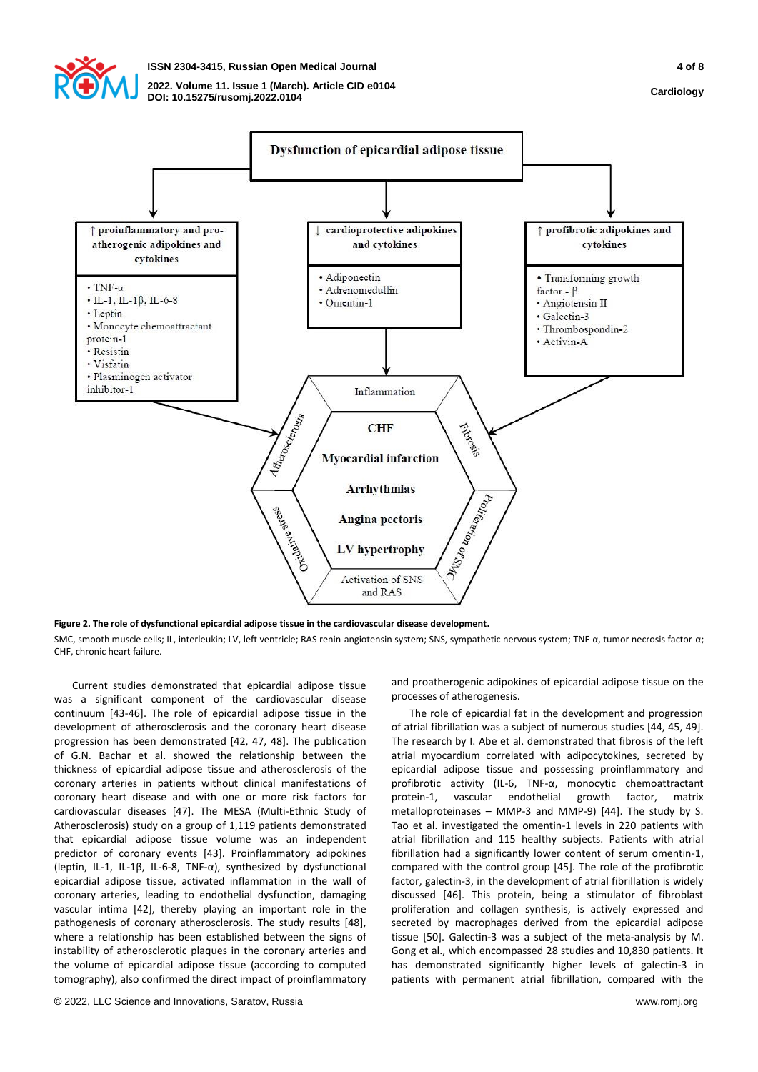**Dysfunction of epicardial adipose tissue**

| ↑ proinflammatory and pro-atherogenic adipokines and cytokines | ↓ cardioprotective adipokines and cytokines | ↑ profibrotic adipokines and cytokines |
|---|---|---|
| • TNF-α<br>• IL-1, IL-1β, IL-6-8<br>• Leptin<br>• Monocyte chemoattractant protein-1<br>• Resistin<br>• Visfatin<br>• Plasminogen activator inhibitor-1 | • Adiponectin<br>• Adrenomedullin<br>• Omentin-1 | • Transforming growth factor - β<br>• Angiotensin II<br>• Galectin-3<br>• Thrombospondin-2<br>• Activin-A |

Inflammation; Atherosclerosis; Fibrosis; Oxidative stress; Proliferation of SMC; Activation of SNS and RAS

**CHF**

**Myocardial infarction**

**Arrhythmias**

**Angina pectoris**

**LV hypertrophy**

**Figure 2. The role of dysfunctional epicardial adipose tissue in the cardiovascular disease development.**

SMC, smooth muscle cells; IL, interleukin; LV, left ventricle; RAS renin-angiotensin system; SNS, sympathetic nervous system; TNF-α, tumor necrosis factor-α; CHF, chronic heart failure.

Current studies demonstrated that epicardial adipose tissue was a significant component of the cardiovascular disease continuum [43-46]. The role of epicardial adipose tissue in the development of atherosclerosis and the coronary heart disease progression has been demonstrated [42, 47, 48]. The publication of G.N. Bachar et al. showed the relationship between the thickness of epicardial adipose tissue and atherosclerosis of the coronary arteries in patients without clinical manifestations of coronary heart disease and with one or more risk factors for cardiovascular diseases [47]. The MESA (Multi-Ethnic Study of Atherosclerosis) study on a group of 1,119 patients demonstrated that epicardial adipose tissue volume was an independent predictor of coronary events [43]. Proinflammatory adipokines (leptin, IL-1, IL-1β, IL-6-8, TNF-α), synthesized by dysfunctional epicardial adipose tissue, activated inflammation in the wall of coronary arteries, leading to endothelial dysfunction, damaging vascular intima [42], thereby playing an important role in the pathogenesis of coronary atherosclerosis. The study results [48], where a relationship has been established between the signs of instability of atherosclerotic plaques in the coronary arteries and the volume of epicardial adipose tissue (according to computed tomography), also confirmed the direct impact of proinflammatory and proatherogenic adipokines of epicardial adipose tissue on the processes of atherogenesis.

The role of epicardial fat in the development and progression of atrial fibrillation was a subject of numerous studies [44, 45, 49]. The research by I. Abe et al. demonstrated that fibrosis of the left atrial myocardium correlated with adipocytokines, secreted by epicardial adipose tissue and possessing proinflammatory and profibrotic activity (IL-6, TNF-α, monocytic chemoattractant protein-1, vascular endothelial growth factor, matrix metalloproteinases – MMP-3 and MMP-9) [44]. The study by S. Tao et al. investigated the omentin-1 levels in 220 patients with atrial fibrillation and 115 healthy subjects. Patients with atrial fibrillation had a significantly lower content of serum omentin-1, compared with the control group [45]. The role of the profibrotic factor, galectin-3, in the development of atrial fibrillation is widely discussed [46]. This protein, being a stimulator of fibroblast proliferation and collagen synthesis, is actively expressed and secreted by macrophages derived from the epicardial adipose tissue [50]. Galectin-3 was a subject of the meta-analysis by M. Gong et al., which encompassed 28 studies and 10,830 patients. It has demonstrated significantly higher levels of galectin-3 in patients with permanent atrial fibrillation, compared with the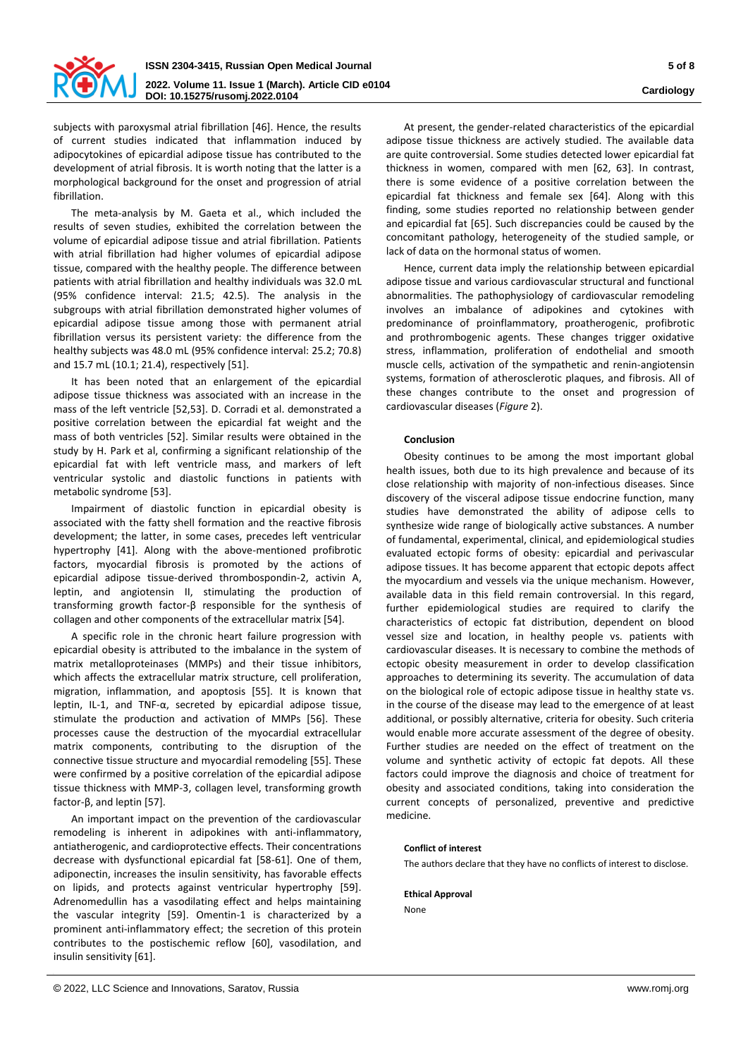subjects with paroxysmal atrial fibrillation [46]. Hence, the results of current studies indicated that inflammation induced by adipocytokines of epicardial adipose tissue has contributed to the development of atrial fibrosis. It is worth noting that the latter is a morphological background for the onset and progression of atrial fibrillation.

The meta-analysis by M. Gaeta et al., which included the results of seven studies, exhibited the correlation between the volume of epicardial adipose tissue and atrial fibrillation. Patients with atrial fibrillation had higher volumes of epicardial adipose tissue, compared with the healthy people. The difference between patients with atrial fibrillation and healthy individuals was 32.0 mL (95% confidence interval: 21.5; 42.5). The analysis in the subgroups with atrial fibrillation demonstrated higher volumes of epicardial adipose tissue among those with permanent atrial fibrillation versus its persistent variety: the difference from the healthy subjects was 48.0 mL (95% confidence interval: 25.2; 70.8) and 15.7 mL (10.1; 21.4), respectively [51].

It has been noted that an enlargement of the epicardial adipose tissue thickness was associated with an increase in the mass of the left ventricle [52,53]. D. Corradi et al. demonstrated a positive correlation between the epicardial fat weight and the mass of both ventricles [52]. Similar results were obtained in the study by H. Park et al, confirming a significant relationship of the epicardial fat with left ventricle mass, and markers of left ventricular systolic and diastolic functions in patients with metabolic syndrome [53].

Impairment of diastolic function in epicardial obesity is associated with the fatty shell formation and the reactive fibrosis development; the latter, in some cases, precedes left ventricular hypertrophy [41]. Along with the above-mentioned profibrotic factors, myocardial fibrosis is promoted by the actions of epicardial adipose tissue-derived thrombospondin-2, activin A, leptin, and angiotensin II, stimulating the production of transforming growth factor-β responsible for the synthesis of collagen and other components of the extracellular matrix [54].

A specific role in the chronic heart failure progression with epicardial obesity is attributed to the imbalance in the system of matrix metalloproteinases (MMPs) and their tissue inhibitors, which affects the extracellular matrix structure, cell proliferation, migration, inflammation, and apoptosis [55]. It is known that leptin, IL-1, and TNF-α, secreted by epicardial adipose tissue, stimulate the production and activation of MMPs [56]. These processes cause the destruction of the myocardial extracellular matrix components, contributing to the disruption of the connective tissue structure and myocardial remodeling [55]. These were confirmed by a positive correlation of the epicardial adipose tissue thickness with MMP-3, collagen level, transforming growth factor-β, and leptin [57].

An important impact on the prevention of the cardiovascular remodeling is inherent in adipokines with anti-inflammatory, antiatherogenic, and cardioprotective effects. Their concentrations decrease with dysfunctional epicardial fat [58-61]. One of them, adiponectin, increases the insulin sensitivity, has favorable effects on lipids, and protects against ventricular hypertrophy [59]. Adrenomedullin has a vasodilating effect and helps maintaining the vascular integrity [59]. Omentin-1 is characterized by a prominent anti-inflammatory effect; the secretion of this protein contributes to the postischemic reflow [60], vasodilation, and insulin sensitivity [61].

At present, the gender-related characteristics of the epicardial adipose tissue thickness are actively studied. The available data are quite controversial. Some studies detected lower epicardial fat thickness in women, compared with men [62, 63]. In contrast, there is some evidence of a positive correlation between the epicardial fat thickness and female sex [64]. Along with this finding, some studies reported no relationship between gender and epicardial fat [65]. Such discrepancies could be caused by the concomitant pathology, heterogeneity of the studied sample, or lack of data on the hormonal status of women.

Hence, current data imply the relationship between epicardial adipose tissue structural and various cardiovascular structural and functional abnormalities. The pathophysiology of cardiovascular remodeling involves an imbalance of adipokines and cytokines with predominance of proinflammatory, proatherogenic, profibrotic and prothrombogenic agents. These changes trigger oxidative stress, inflammation, proliferation of endothelial and smooth muscle cells, activation of the sympathetic and renin-angiotensin systems, formation of atherosclerotic plaques, and fibrosis. All of these changes contribute to the onset and progression of cardiovascular diseases (*Figure* 2).

## Conclusion

Obesity continues to be among the most important global health issues, both due to its high prevalence and because of its close relationship with majority of non-infectious diseases. Since discovery of the visceral adipose tissue endocrine function, many studies have demonstrated the ability of adipose cells to synthesize wide range of biologically active substances. A number of fundamental, experimental, clinical, and epidemiological studies evaluated ectopic forms of obesity: epicardial and perivascular adipose tissues. It has become apparent that ectopic depots affect the myocardium and vessels via the unique mechanism. However, available data in this field remain controversial. In this regard, further epidemiological studies are required to clarify the characteristics of ectopic fat distribution, dependent on blood vessel size and location, in healthy people vs. patients with cardiovascular diseases. It is necessary to combine the methods of ectopic obesity measurement in order to develop classification approaches to determining its severity. The accumulation of data on the biological role of ectopic adipose tissue in healthy state vs. in the course of the disease may lead to the emergence of at least additional, or possibly alternative, criteria for obesity. Such criteria would enable more accurate assessment of the degree of obesity. Further studies are needed on the effect of treatment on the volume and synthetic activity of ectopic fat depots. All these factors could improve the diagnosis and choice of treatment for obesity and associated conditions, taking into consideration the current concepts of personalized, preventive and predictive medicine.

#### Conflict of interest

The authors declare that they have no conflicts of interest to disclose.

#### Ethical Approval

None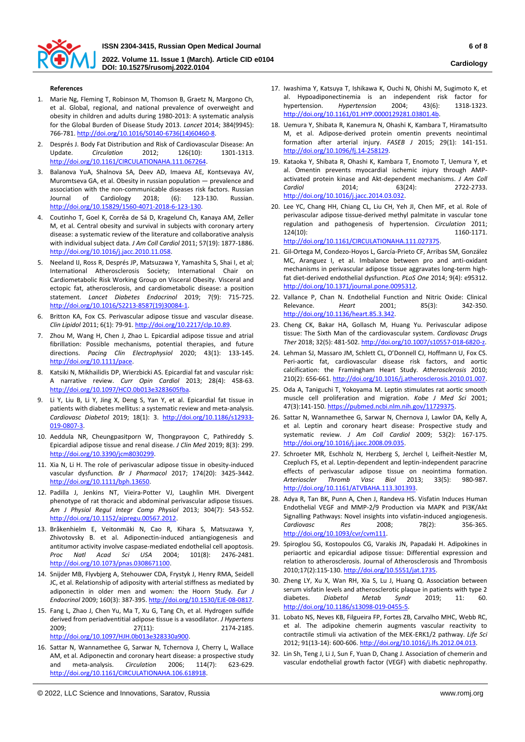#### References

1. Marie Ng, Fleming T, Robinson M, Thomson B, Graetz N, Margono Ch, et al. Global, regional, and national prevalence of overweight and obesity in children and adults during 1980-2013: A systematic analysis for the Global Burden of Disease Study 2013. *Lancet* 2014; 384(9945): 766-781. http://doi.org/10.1016/S0140-6736(14)60460-8.
2. Després J. Body Fat Distribution and Risk of Cardiovascular Disease: An Update. *Circulation* 2012; 126(10): 1301-1313. http://doi.org/10.1161/CIRCULATIONAHA.111.067264.
3. Balanova YuA, Shalnova SA, Deev AD, Imaeva AE, Kontsevaya AV, Muromtseva GA, et al. Obesity in russian population — prevalence and association with the non-communicable diseases risk factors. Russian Journal of Cardiology 2018; (6): 123-130. Russian. http://doi.org/10.15829/1560-4071-2018-6-123-130.
4. Coutinho T, Goel K, Corrêa de Sá D, Kragelund Ch, Kanaya AM, Zeller M, et al. Central obesity and survival in subjects with coronary artery disease: a systematic review of the literature and collaborative analysis with individual subject data. *J Am Coll Cardiol* 2011; 57(19): 1877-1886. http://doi.org/10.1016/j.jacc.2010.11.058.
5. Neeland IJ, Ross R, Després JP, Matsuzawa Y, Yamashita S, Shai I, et al; International Atherosclerosis Society; International Chair on Cardiometabolic Risk Working Group on Visceral Obesity. Visceral and ectopic fat, atherosclerosis, and cardiometabolic disease: a position statement. *Lancet Diabetes Endocrinol* 2019; 7(9): 715-725. http://doi.org/10.1016/S2213-8587(19)30084-1.
6. Britton KA, Fox CS. Perivascular adipose tissue and vascular disease. *Clin Lipidol* 2011; 6(1): 79-91. http://doi.org/10.2217/clp.10.89.
7. Zhou M, Wang H, Chen J, Zhao L. Epicardial adipose tissue and atrial fibrillation: Possible mechanisms, potential therapies, and future directions. *Pacing Clin Electrophysiol* 2020; 43(1): 133-145. http://doi.org/10.1111/pace.
8. Katsiki N, Mikhailidis DP, Wierzbicki AS. Epicardial fat and vascular risk: A narrative review. *Curr Opin Cardiol* 2013; 28(4): 458-63. http://doi.org/10.1097/HCO.0b013e3283605fba.
9. Li Y, Liu B, Li Y, Jing X, Deng S, Yan Y, et al. Epicardial fat tissue in patients with diabetes mellitus: a systematic review and meta-analysis. *Cardiovasc Diabetol* 2019; 18(1): 3. http://doi.org/10.1186/s12933-019-0807-3.
10. Aeddula NR, Cheungpasitporn W, Thongprayoon C, Pathireddy S. Epicardial adipose tissue and renal disease. *J Clin Med* 2019; 8(3): 299. http://doi.org/10.3390/jcm8030299.
11. Xia N, Li H. The role of perivascular adipose tissue in obesity-induced vascular dysfunction. *Br J Pharmacol* 2017; 174(20): 3425-3442. http://doi.org/10.1111/bph.13650.
12. Padilla J, Jenkins NT, Vieira-Potter VJ, Laughlin MH. Divergent phenotype of rat thoracic and abdominal perivascular adipose tissues. *Am J Physiol Regul Integr Comp Physiol* 2013; 304(7): 543-552. http://doi.org/10.1152/ajpregu.00567.2012.
13. Bråkenhielm E, Veitonmäki N, Cao R, Kihara S, Matsuzawa Y, Zhivotovsky B. et al. Adiponectin-induced antiangiogenesis and antitumor activity involve caspase-mediated endothelial cell apoptosis. *Proc Natl Acad Sci USA* 2004; 101(8): 2476-2481. http://doi.org/10.1073/pnas.0308671100.
14. Snijder MB, Flyvbjerg A, Stehouwer CDA, Frystyk J, Henry RMA, Seidell JC, et al. Relationship of adiposity with arterial stiffness as mediated by adiponectin in older men and women: the Hoorn Study. *Eur J Endocrinol* 2009; 160(3): 387-395. http://doi.org/10.1530/EJE-08-0817.
15. Fang L, Zhao J, Chen Yu, Ma T, Xu G, Tang Ch, et al. Hydrogen sulfide derived from periadventitial adipose tissue is a vasodilator. *J Hypertens* 2009; 27(11): 2174-2185. http://doi.org/10.1097/HJH.0b013e328330a900.
16. Sattar N, Wannamethee G, Sarwar N, Tchernova J, Cherry L, Wallace AM, et al. Adiponectin and coronary heart disease: a prospective study and meta-analysis. *Circulation* 2006; 114(7): 623-629. http://doi.org/10.1161/CIRCULATIONAHA.106.618918.
17. Iwashima Y, Katsuya T, Ishikawa K, Ouchi N, Ohishi M, Sugimoto K, et al. Hypoadiponectinemia is an independent risk factor for hypertension. *Hypertension* 2004; 43(6): 1318-1323. http://doi.org/10.1161/01.HYP.0000129281.03801.4b.
18. Uemura Y, Shibata R, Kanemura N, Ohashi K, Kambara T, HiramatsuIto M, et al. Adipose-derived protein omentin prevents neointimal formation after arterial injury. *FASEB J* 2015; 29(1): 141-151. http://doi.org/10.1096/fj.14-258129.
19. Kataoka Y, Shibata R, Ohashi K, Kambara T, Enomoto T, Uemura Y, et al. Omentin prevents myocardial ischemic injury through AMP-activated protein kinase and Akt-dependent mechanisms. *J Am Coll Cardiol* 2014; 63(24): 2722-2733. http://doi.org/10.1016/j.jacc.2014.03.032.
20. Lee YC, Chang HH, Chiang CL, Liu CH, Yeh JI, Chen MF, et al. Role of perivascular adipose tissue-derived methyl palmitate in vascular tone regulation and pathogenesis of hypertension. *Circulation* 2011; 124(10): 1160-1171. http://doi.org/10.1161/CIRCULATIONAHA.111.027375.
21. Gil-Ortega M, Condezo-Hoyos L, García-Prieto CF, Arribas SM, González MC, Aranguez I, et al. Imbalance between pro and anti-oxidant mechanisms in perivascular adipose tissue aggravates long-term high-fat diet-derived endothelial dysfunction. *PLoS One* 2014; 9(4): e95312. http://doi.org/10.1371/journal.pone.0095312.
22. Vallance P, Chan N. Endothelial Function and Nitric Oxide: Clinical Relevance. *Heart* 2001; 85(3): 342-350. http://doi.org/10.1136/heart.85.3.342.
23. Cheng CK, Bakar HA, Gollasch M, Huang Yu. Perivascular adipose tissue: The Sixth Man of the cardiovascular system. *Cardiovasc Drugs Ther* 2018; 32(5): 481-502. http://doi.org/10.1007/s10557-018-6820-z.
24. Lehman SJ, Massaro JM, Schlett CL, O'Donnell CJ, Hoffmann U, Fox CS. Peri-aortic fat, cardiovascular disease risk factors, and aortic calcification: the Framingham Heart Study. *Atherosclerosis* 2010; 210(2): 656-661. http://doi.org/10.1016/j.atherosclerosis.2010.01.007.
25. Oda A, Taniguchi T, Yokoyama M. Leptin stimulates rat aortic smooth muscle cell proliferation and migration. *Kobe J Med Sci* 2001; 47(3):141-150. https://pubmed.ncbi.nlm.nih.gov/11729375.
26. Sattar N, Wannamethee G, Sarwar N, Chernova J, Lawlor DA, Kelly A, et al. Leptin and coronary heart disease: Prospective study and systematic review. *J Am Coll Cardiol* 2009; 53(2): 167-175. http://doi.org/10.1016/j.jacc.2008.09.035.
27. Schroeter MR, Eschholz N, Herzberg S, Jerchel I, Leifheit-Nestler M, Czepluch FS, et al. Leptin-dependent and leptin-independent paracrine effects of perivascular adipose tissue on neointima formation. *Arterioscler Thromb Vasc Biol* 2013; 33(5): 980-987. http://doi.org/10.1161/ATVBAHA.113.301393.
28. Adya R, Tan BK, Punn A, Chen J, Randeva HS. Visfatin Induces Human Endothelial VEGF and MMP-2/9 Production via MAPK and PI3K/Akt Signalling Pathways: Novel insights into visfatin-induced angiogenesis. *Cardiovasc Res* 2008; 78(2): 356-365. http://doi.org/10.1093/cvr/cvm111.
29. Spiroglou SG, Kostopoulos CG, Varakis JN, Papadaki H. Adipokines in periaortic and epicardial adipose tissue: Differential expression and relation to atherosclerosis. Journal of Atherosclerosis and Thrombosis 2010;17(2):115-130. http://doi.org/10.5551/jat.1735.
30. Zheng LY, Xu X, Wan RH, Xia S, Lu J, Huang Q. Association between serum visfatin levels and atherosclerotic plaque in patients with type 2 diabetes. *Diabetol Metab Syndr* 2019; 11: 60. http://doi.org/10.1186/s13098-019-0455-5.
31. Lobato NS, Neves KB, Filgueira FP, Fortes ZB, Carvalho MHC, Webb RC, et al. The adipokine chemerin augments vascular reactivity to contractile stimuli via activation of the MEK-ERK1/2 pathway. *Life Sci* 2012; 91(13-14): 600-606. http://doi.org/10.1016/j.lfs.2012.04.013.
32. Lin Sh, Teng J, Li J, Sun F, Yuan D, Chang J. Association of chemerin and vascular endothelial growth factor (VEGF) with diabetic nephropathy.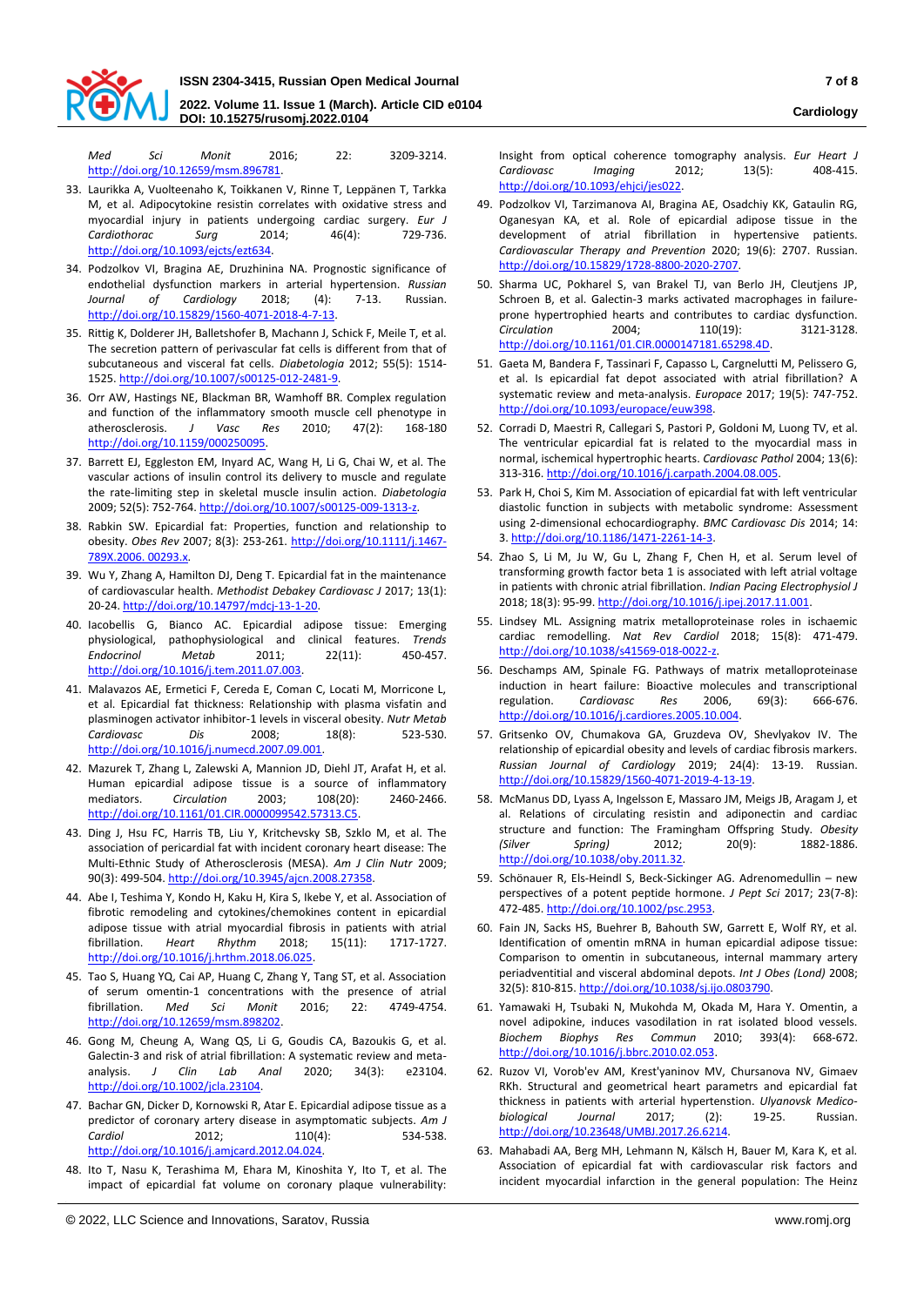*Med Sci Monit* 2016; 22: 3209-3214. http://doi.org/10.12659/msm.896781.

33. Laurikka A, Vuolteenaho K, Toikkanen V, Rinne T, Leppänen T, Tarkka M, et al. Adipocytokine resistin correlates with oxidative stress and myocardial injury in patients undergoing cardiac surgery. *Eur J Cardiothorac Surg* 2014; 46(4): 729-736. http://doi.org/10.1093/ejcts/ezt634.
34. Podzolkov VI, Bragina AE, Druzhinina NA. Prognostic significance of endothelial dysfunction markers in arterial hypertension. *Russian Journal of Cardiology* 2018; (4): 7-13. Russian. http://doi.org/10.15829/1560-4071-2018-4-7-13.
35. Rittig K, Dolderer JH, Balletshofer B, Machann J, Schick F, Meile T, et al. The secretion pattern of perivascular fat cells is different from that of subcutaneous and visceral fat cells. *Diabetologia* 2012; 55(5): 1514-1525. http://doi.org/10.1007/s00125-012-2481-9.
36. Orr AW, Hastings NE, Blackman BR, Wamhoff BR. Complex regulation and function of the inflammatory smooth muscle cell phenotype in atherosclerosis. *J Vasc Res* 2010; 47(2): 168-180 http://doi.org/10.1159/000250095.
37. Barrett EJ, Eggleston EM, Inyard AC, Wang H, Li G, Chai W, et al. The vascular actions of insulin control its delivery to muscle and regulate the rate-limiting step in skeletal muscle insulin action. *Diabetologia* 2009; 52(5): 752-764. http://doi.org/10.1007/s00125-009-1313-z.
38. Rabkin SW. Epicardial fat: Properties, function and relationship to obesity. *Obes Rev* 2007; 8(3): 253-261. http://doi.org/10.1111/j.1467-789X.2006. 00293.x.
39. Wu Y, Zhang A, Hamilton DJ, Deng T. Epicardial fat in the maintenance of cardiovascular health. *Methodist Debakey Cardiovasc J* 2017; 13(1): 20-24. http://doi.org/10.14797/mdcj-13-1-20.
40. Iacobellis G, Bianco AC. Epicardial adipose tissue: Emerging physiological, pathophysiological and clinical features. *Trends Endocrinol Metab* 2011; 22(11): 450-457. http://doi.org/10.1016/j.tem.2011.07.003.
41. Malavazos AE, Ermetici F, Cereda E, Coman C, Locati M, Morricone L, et al. Epicardial fat thickness: Relationship with plasma visfatin and plasminogen activator inhibitor-1 levels in visceral obesity. *Nutr Metab Cardiovasc Dis* 2008; 18(8): 523-530. http://doi.org/10.1016/j.numecd.2007.09.001.
42. Mazurek T, Zhang L, Zalewski A, Mannion JD, Diehl JT, Arafat H, et al. Human epicardial adipose tissue is a source of inflammatory mediators. *Circulation* 2003; 108(20): 2460-2466. http://doi.org/10.1161/01.CIR.0000099542.57313.C5.
43. Ding J, Hsu FC, Harris TB, Liu Y, Kritchevsky SB, Szklo M, et al. The association of pericardial fat with incident coronary heart disease: The Multi-Ethnic Study of Atherosclerosis (MESA). *Am J Clin Nutr* 2009; 90(3): 499-504. http://doi.org/10.3945/ajcn.2008.27358.
44. Abe I, Teshima Y, Kondo H, Kaku H, Kira S, Ikebe Y, et al. Association of fibrotic remodeling and cytokines/chemokines content in epicardial adipose tissue with atrial myocardial fibrosis in patients with atrial fibrillation. *Heart Rhythm* 2018; 15(11): 1717-1727. http://doi.org/10.1016/j.hrthm.2018.06.025.
45. Tao S, Huang YQ, Cai AP, Huang C, Zhang Y, Tang ST, et al. Association of serum omentin-1 concentrations with the presence of atrial fibrillation. *Med Sci Monit* 2016; 22: 4749-4754. http://doi.org/10.12659/msm.898202.
46. Gong M, Cheung A, Wang QS, Li G, Goudis CA, Bazoukis G, et al. Galectin-3 and risk of atrial fibrillation: A systematic review and meta-analysis. *J Clin Lab Anal* 2020; 34(3): e23104. http://doi.org/10.1002/jcla.23104.
47. Bachar GN, Dicker D, Kornowski R, Atar E. Epicardial adipose tissue as a predictor of coronary artery disease in asymptomatic subjects. *Am J Cardiol* 2012; 110(4): 534-538. http://doi.org/10.1016/j.amjcard.2012.04.024.
48. Ito T, Nasu K, Terashima M, Ehara M, Kinoshita Y, Ito T, et al. The impact of epicardial fat volume on coronary plaque vulnerability: Insight from optical coherence tomography analysis. *Eur Heart J Cardiovasc Imaging* 2012; 13(5): 408-415. http://doi.org/10.1093/ehjci/jes022.
49. Podzolkov VI, Tarzimanova AI, Bragina AE, Osadchiy KK, Gataulin RG, Oganesyan KA, et al. Role of epicardial adipose tissue in the development of atrial fibrillation in hypertensive patients. *Cardiovascular Therapy and Prevention* 2020; 19(6): 2707. Russian. http://doi.org/10.15829/1728-8800-2020-2707.
50. Sharma UC, Pokharel S, van Brakel TJ, van Berlo JH, Cleutjens JP, Schroen B, et al. Galectin-3 marks activated macrophages in failure-prone hypertrophied hearts and contributes to cardiac dysfunction. *Circulation* 2004; 110(19): 3121-3128. http://doi.org/10.1161/01.CIR.0000147181.65298.4D.
51. Gaeta M, Bandera F, Tassinari F, Capasso L, Cargnelutti M, Pelissero G, et al. Is epicardial fat depot associated with atrial fibrillation? A systematic review and meta-analysis. *Europace* 2017; 19(5): 747-752. http://doi.org/10.1093/europace/euw398.
52. Corradi D, Maestri R, Callegari S, Pastori P, Goldoni M, Luong TV, et al. The ventricular epicardial fat is related to the myocardial mass in normal, ischemical hypertrophic hearts. *Cardiovasc Pathol* 2004; 13(6): 313-316. http://doi.org/10.1016/j.carpath.2004.08.005.
53. Park H, Choi S, Kim M. Association of epicardial fat with left ventricular diastolic function in subjects with metabolic syndrome: Assessment using 2-dimensional echocardiography. *BMC Cardiovasc Dis* 2014; 14: 3. http://doi.org/10.1186/1471-2261-14-3.
54. Zhao S, Li M, Ju W, Gu L, Zhang F, Chen H, et al. Serum level of transforming growth factor beta 1 is associated with left atrial voltage in patients with chronic atrial fibrillation. *Indian Pacing Electrophysiol J* 2018; 18(3): 95-99. http://doi.org/10.1016/j.ipej.2017.11.001.
55. Lindsey ML. Assigning matrix metalloproteinase roles in ischaemic cardiac remodelling. *Nat Rev Cardiol* 2018; 15(8): 471-479. http://doi.org/10.1038/s41569-018-0022-z.
56. Deschamps AM, Spinale FG. Pathways of matrix metalloproteinase induction in heart failure: Bioactive molecules and transcriptional regulation. *Cardiovasc Res* 2006, 69(3): 666-676. http://doi.org/10.1016/j.cardiores.2005.10.004.
57. Gritsenko OV, Chumakova GA, Gruzdeva OV, Shevlyakov IV. The relationship of epicardial obesity and levels of cardiac fibrosis markers. *Russian Journal of Cardiology* 2019; 24(4): 13-19. Russian. http://doi.org/10.15829/1560-4071-2019-4-13-19.
58. McManus DD, Lyass A, Ingelsson E, Massaro JM, Meigs JB, Aragam J, et al. Relations of circulating resistin and adiponectin and cardiac structure and function: The Framingham Offspring Study. *Obesity (Silver Spring)* 2012; 20(9): 1882-1886. http://doi.org/10.1038/oby.2011.32.
59. Schönauer R, Els-Heindl S, Beck-Sickinger AG. Adrenomedullin – new perspectives of a potent peptide hormone. *J Pept Sci* 2017; 23(7-8): 472-485. http://doi.org/10.1002/psc.2953.
60. Fain JN, Sacks HS, Buehrer B, Bahouth SW, Garrett E, Wolf RY, et al. Identification of omentin mRNA in human epicardial adipose tissue: Comparison to omentin in subcutaneous, internal mammary artery periadventitial and visceral abdominal depots. *Int J Obes (Lond)* 2008; 32(5): 810-815. http://doi.org/10.1038/sj.ijo.0803790.
61. Yamawaki H, Tsubaki N, Mukohda M, Okada M, Hara Y. Omentin, a novel adipokine, induces vasodilation in rat isolated blood vessels. *Biochem Biophys Res Commun* 2010; 393(4): 668-672. http://doi.org/10.1016/j.bbrc.2010.02.053.
62. Ruzov VI, Vorob'ev AM, Krest'yaninov MV, Chursanova NV, Gimaev RKh. Structural and geometrical heart parametrs and epicardial fat thickness in patients with arterial hypertension. *Ulyanovsk Medico-biological Journal* 2017; (2): 19-25. Russian. http://doi.org/10.23648/UMBJ.2017.26.6214.
63. Mahabadi AA, Berg MH, Lehmann N, Kälsch H, Bauer M, Kara K, et al. Association of epicardial fat with cardiovascular risk factors and incident myocardial infarction in the general population: The Heinz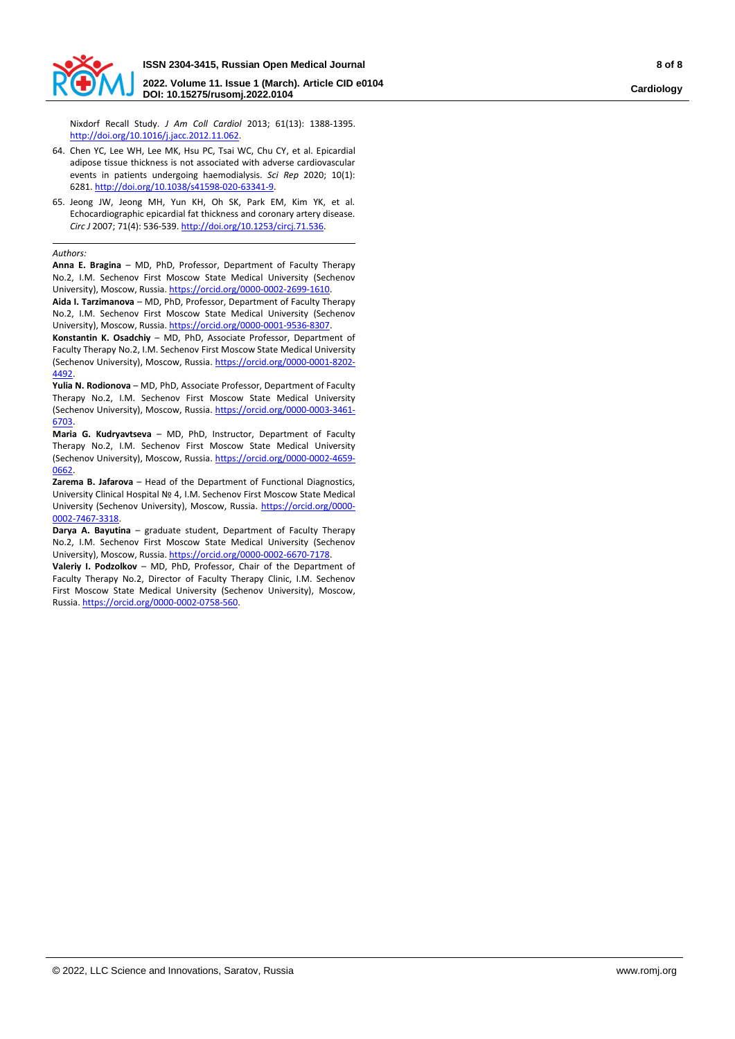Nixdorf Recall Study. *J Am Coll Cardiol* 2013; 61(13): 1388-1395. http://doi.org/10.1016/j.jacc.2012.11.062.

64. Chen YC, Lee WH, Lee MK, Hsu PC, Tsai WC, Chu CY, et al. Epicardial adipose tissue thickness is not associated with adverse cardiovascular events in patients undergoing haemodialysis. *Sci Rep* 2020; 10(1): 6281. http://doi.org/10.1038/s41598-020-63341-9.
65. Jeong JW, Jeong MH, Yun KH, Oh SK, Park EM, Kim YK, et al. Echocardiographic epicardial fat thickness and coronary artery disease. *Circ J* 2007; 71(4): 536-539. http://doi.org/10.1253/circj.71.536.

---

*Authors:*

**Anna E. Bragina** – MD, PhD, Professor, Department of Faculty Therapy No.2, I.M. Sechenov First Moscow State Medical University (Sechenov University), Moscow, Russia. https://orcid.org/0000-0002-2699-1610.

**Aida I. Tarzimanova** – MD, PhD, Professor, Department of Faculty Therapy No.2, I.M. Sechenov First Moscow State Medical University (Sechenov University), Moscow, Russia. https://orcid.org/0000-0001-9536-8307.

**Konstantin K. Osadchiy** – MD, PhD, Associate Professor, Department of Faculty Therapy No.2, I.M. Sechenov First Moscow State Medical University (Sechenov University), Moscow, Russia. https://orcid.org/0000-0001-8202-4492.

**Yulia N. Rodionova** – MD, PhD, Associate Professor, Department of Faculty Therapy No.2, I.M. Sechenov First Moscow State Medical University (Sechenov University), Moscow, Russia. https://orcid.org/0000-0003-3461-6703.

**Maria G. Kudryavtseva** – MD, PhD, Instructor, Department of Faculty Therapy No.2, I.M. Sechenov First Moscow State Medical University (Sechenov University), Moscow, Russia. https://orcid.org/0000-0002-4659-0662.

**Zarema B. Jafarova** – Head of the Department of Functional Diagnostics, University Clinical Hospital № 4, I.M. Sechenov First Moscow State Medical University (Sechenov University), Moscow, Russia. https://orcid.org/0000-0002-7467-3318.

**Darya A. Bayutina** – graduate student, Department of Faculty Therapy No.2, I.M. Sechenov First Moscow State Medical University (Sechenov University), Moscow, Russia. https://orcid.org/0000-0002-6670-7178.

**Valeriy I. Podzolkov** – MD, PhD, Professor, Chair of the Department of Faculty Therapy No.2, Director of Faculty Therapy Clinic, I.M. Sechenov First Moscow State Medical University (Sechenov University), Moscow, Russia. https://orcid.org/0000-0002-0758-560.